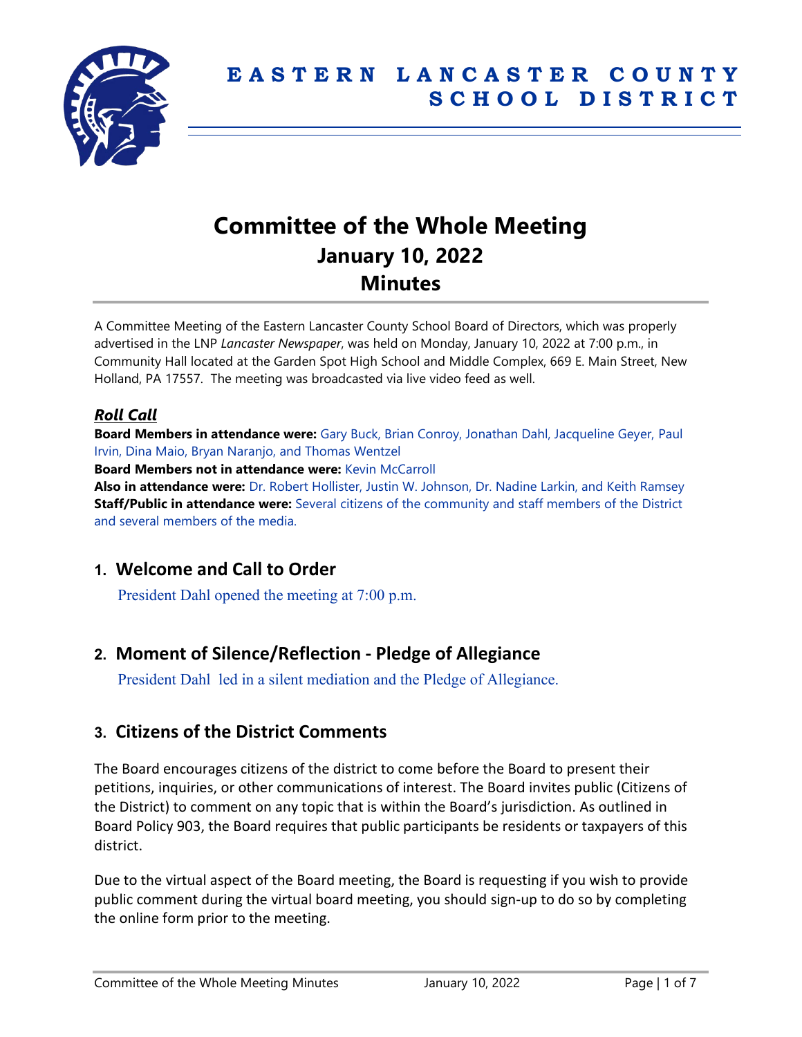# EASTERN LANCASTER COUNTY SCHOOL DISTRICT

# Committee of the Whole Meeting
## January 10, 2022
## Minutes

A Committee Meeting of the Eastern Lancaster County School Board of Directors, which was properly advertised in the LNP *Lancaster Newspaper*, was held on Monday, January 10, 2022 at 7:00 p.m., in Community Hall located at the Garden Spot High School and Middle Complex, 669 E. Main Street, New Holland, PA 17557. The meeting was broadcasted via live video feed as well.

### *Roll Call*

**Board Members in attendance were:** Gary Buck, Brian Conroy, Jonathan Dahl, Jacqueline Geyer, Paul Irvin, Dina Maio, Bryan Naranjo, and Thomas Wentzel
**Board Members not in attendance were:** Kevin McCarroll
**Also in attendance were:** Dr. Robert Hollister, Justin W. Johnson, Dr. Nadine Larkin, and Keith Ramsey
**Staff/Public in attendance were:** Several citizens of the community and staff members of the District and several members of the media.

## 1. Welcome and Call to Order

President Dahl opened the meeting at 7:00 p.m.

## 2. Moment of Silence/Reflection - Pledge of Allegiance

President Dahl led in a silent mediation and the Pledge of Allegiance.

## 3. Citizens of the District Comments

The Board encourages citizens of the district to come before the Board to present their petitions, inquiries, or other communications of interest. The Board invites public (Citizens of the District) to comment on any topic that is within the Board's jurisdiction. As outlined in Board Policy 903, the Board requires that public participants be residents or taxpayers of this district.

Due to the virtual aspect of the Board meeting, the Board is requesting if you wish to provide public comment during the virtual board meeting, you should sign-up to do so by completing the online form prior to the meeting.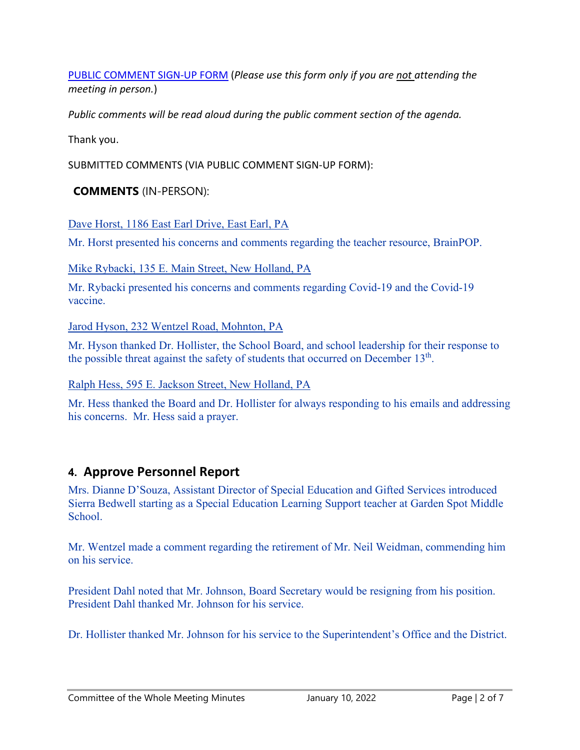PUBLIC COMMENT SIGN-UP FORM (*Please use this form only if you are not attending the meeting in person.*)

*Public comments will be read aloud during the public comment section of the agenda.*

Thank you.

SUBMITTED COMMENTS (VIA PUBLIC COMMENT SIGN-UP FORM):

**COMMENTS** (IN-PERSON):

Dave Horst, 1186 East Earl Drive, East Earl, PA

Mr. Horst presented his concerns and comments regarding the teacher resource, BrainPOP.

Mike Rybacki, 135 E. Main Street, New Holland, PA

Mr. Rybacki presented his concerns and comments regarding Covid-19 and the Covid-19 vaccine.

Jarod Hyson, 232 Wentzel Road, Mohnton, PA

Mr. Hyson thanked Dr. Hollister, the School Board, and school leadership for their response to the possible threat against the safety of students that occurred on December 13th.

Ralph Hess, 595 E. Jackson Street, New Holland, PA

Mr. Hess thanked the Board and Dr. Hollister for always responding to his emails and addressing his concerns. Mr. Hess said a prayer.

## 4. Approve Personnel Report

Mrs. Dianne D'Souza, Assistant Director of Special Education and Gifted Services introduced Sierra Bedwell starting as a Special Education Learning Support teacher at Garden Spot Middle School.

Mr. Wentzel made a comment regarding the retirement of Mr. Neil Weidman, commending him on his service.

President Dahl noted that Mr. Johnson, Board Secretary would be resigning from his position. President Dahl thanked Mr. Johnson for his service.

Dr. Hollister thanked Mr. Johnson for his service to the Superintendent's Office and the District.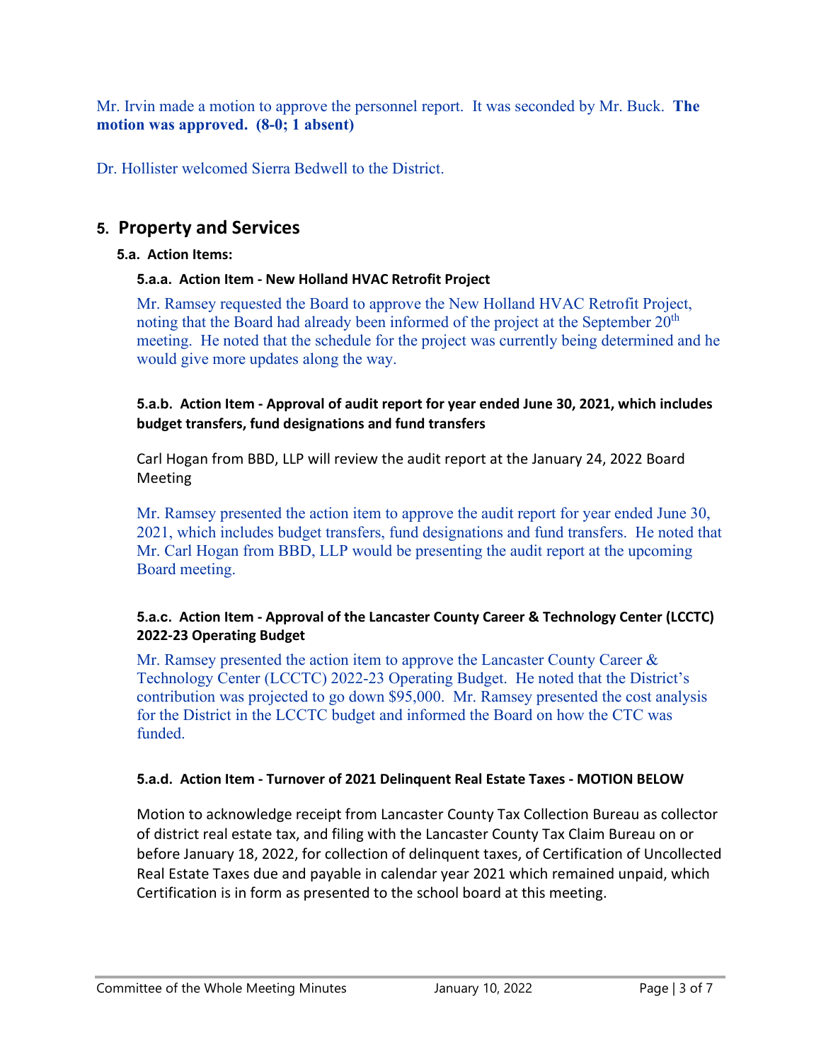Mr. Irvin made a motion to approve the personnel report. It was seconded by Mr. Buck. **The motion was approved. (8-0; 1 absent)**

Dr. Hollister welcomed Sierra Bedwell to the District.

## 5. Property and Services

### 5.a. Action Items:

#### 5.a.a. Action Item - New Holland HVAC Retrofit Project

Mr. Ramsey requested the Board to approve the New Holland HVAC Retrofit Project, noting that the Board had already been informed of the project at the September 20th meeting. He noted that the schedule for the project was currently being determined and he would give more updates along the way.

#### 5.a.b. Action Item - Approval of audit report for year ended June 30, 2021, which includes budget transfers, fund designations and fund transfers

Carl Hogan from BBD, LLP will review the audit report at the January 24, 2022 Board Meeting

Mr. Ramsey presented the action item to approve the audit report for year ended June 30, 2021, which includes budget transfers, fund designations and fund transfers. He noted that Mr. Carl Hogan from BBD, LLP would be presenting the audit report at the upcoming Board meeting.

#### 5.a.c. Action Item - Approval of the Lancaster County Career & Technology Center (LCCTC) 2022-23 Operating Budget

Mr. Ramsey presented the action item to approve the Lancaster County Career & Technology Center (LCCTC) 2022-23 Operating Budget. He noted that the District's contribution was projected to go down $95,000. Mr. Ramsey presented the cost analysis for the District in the LCCTC budget and informed the Board on how the CTC was funded.

#### 5.a.d. Action Item - Turnover of 2021 Delinquent Real Estate Taxes - MOTION BELOW

Motion to acknowledge receipt from Lancaster County Tax Collection Bureau as collector of district real estate tax, and filing with the Lancaster County Tax Claim Bureau on or before January 18, 2022, for collection of delinquent taxes, of Certification of Uncollected Real Estate Taxes due and payable in calendar year 2021 which remained unpaid, which Certification is in form as presented to the school board at this meeting.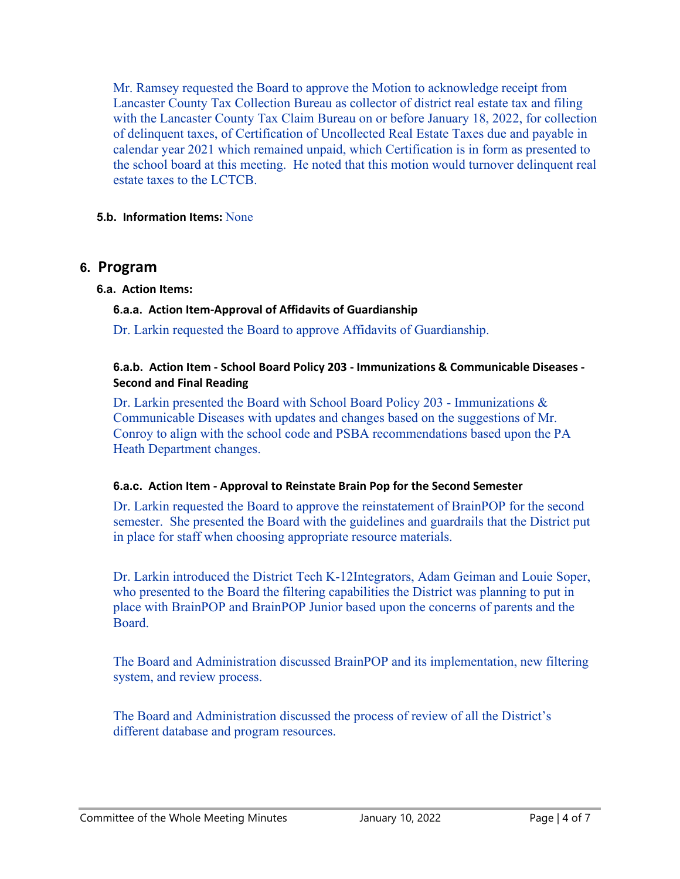Mr. Ramsey requested the Board to approve the Motion to acknowledge receipt from Lancaster County Tax Collection Bureau as collector of district real estate tax and filing with the Lancaster County Tax Claim Bureau on or before January 18, 2022, for collection of delinquent taxes, of Certification of Uncollected Real Estate Taxes due and payable in calendar year 2021 which remained unpaid, which Certification is in form as presented to the school board at this meeting. He noted that this motion would turnover delinquent real estate taxes to the LCTCB.

**5.b. Information Items:** None

## 6. Program

### 6.a. Action Items:

#### 6.a.a. Action Item-Approval of Affidavits of Guardianship

Dr. Larkin requested the Board to approve Affidavits of Guardianship.

#### 6.a.b. Action Item - School Board Policy 203 - Immunizations & Communicable Diseases - Second and Final Reading

Dr. Larkin presented the Board with School Board Policy 203 - Immunizations & Communicable Diseases with updates and changes based on the suggestions of Mr. Conroy to align with the school code and PSBA recommendations based upon the PA Heath Department changes.

#### 6.a.c. Action Item - Approval to Reinstate Brain Pop for the Second Semester

Dr. Larkin requested the Board to approve the reinstatement of BrainPOP for the second semester. She presented the Board with the guidelines and guardrails that the District put in place for staff when choosing appropriate resource materials.

Dr. Larkin introduced the District Tech K-12Integrators, Adam Geiman and Louie Soper, who presented to the Board the filtering capabilities the District was planning to put in place with BrainPOP and BrainPOP Junior based upon the concerns of parents and the Board.

The Board and Administration discussed BrainPOP and its implementation, new filtering system, and review process.

The Board and Administration discussed the process of review of all the District's different database and program resources.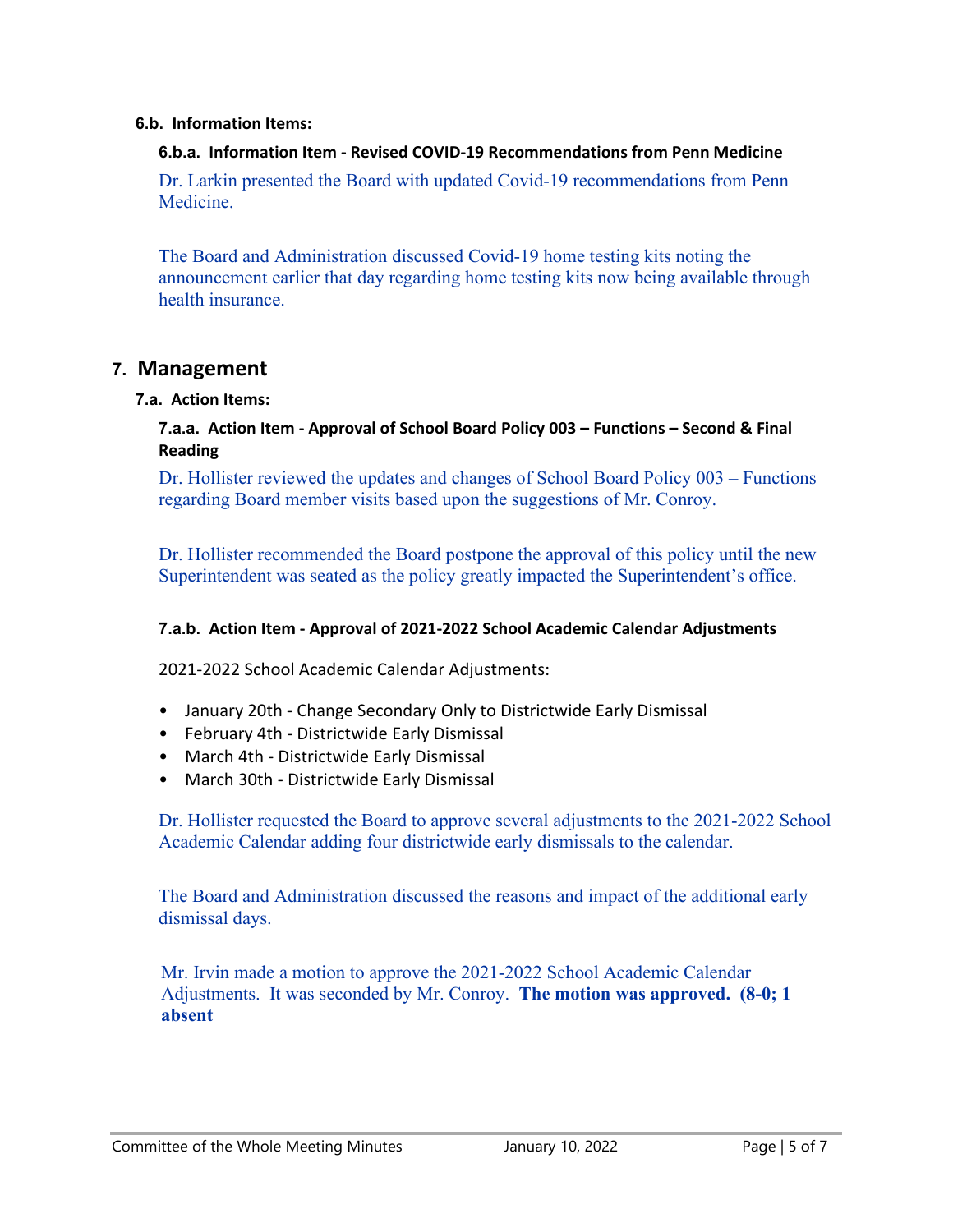### 6.b. Information Items:

#### 6.b.a. Information Item - Revised COVID-19 Recommendations from Penn Medicine

Dr. Larkin presented the Board with updated Covid-19 recommendations from Penn Medicine.

The Board and Administration discussed Covid-19 home testing kits noting the announcement earlier that day regarding home testing kits now being available through health insurance.

## 7. Management

### 7.a. Action Items:

#### 7.a.a. Action Item - Approval of School Board Policy 003 – Functions – Second & Final Reading

Dr. Hollister reviewed the updates and changes of School Board Policy 003 – Functions regarding Board member visits based upon the suggestions of Mr. Conroy.

Dr. Hollister recommended the Board postpone the approval of this policy until the new Superintendent was seated as the policy greatly impacted the Superintendent's office.

#### 7.a.b. Action Item - Approval of 2021-2022 School Academic Calendar Adjustments

2021-2022 School Academic Calendar Adjustments:

- January 20th - Change Secondary Only to Districtwide Early Dismissal
- February 4th - Districtwide Early Dismissal
- March 4th - Districtwide Early Dismissal
- March 30th - Districtwide Early Dismissal

Dr. Hollister requested the Board to approve several adjustments to the 2021-2022 School Academic Calendar adding four districtwide early dismissals to the calendar.

The Board and Administration discussed the reasons and impact of the additional early dismissal days.

Mr. Irvin made a motion to approve the 2021-2022 School Academic Calendar Adjustments. It was seconded by Mr. Conroy. **The motion was approved. (8-0; 1 absent**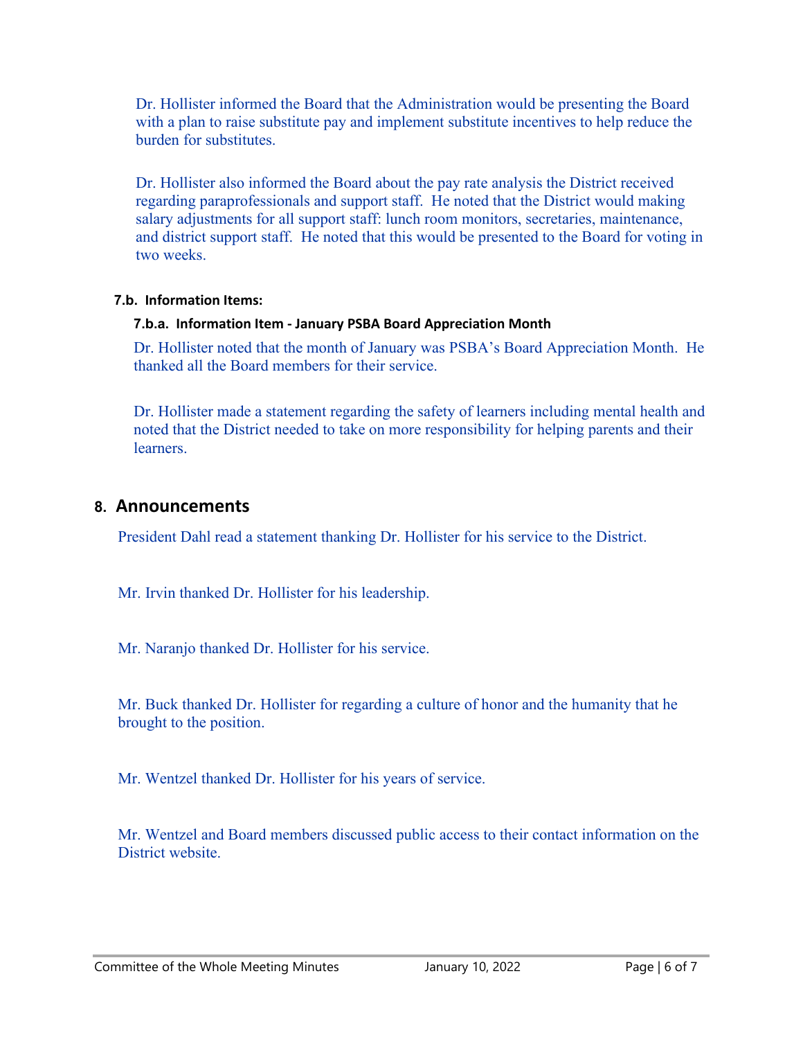Dr. Hollister informed the Board that the Administration would be presenting the Board with a plan to raise substitute pay and implement substitute incentives to help reduce the burden for substitutes.

Dr. Hollister also informed the Board about the pay rate analysis the District received regarding paraprofessionals and support staff. He noted that the District would making salary adjustments for all support staff: lunch room monitors, secretaries, maintenance, and district support staff. He noted that this would be presented to the Board for voting in two weeks.

#### 7.b. Information Items:

##### 7.b.a. Information Item - January PSBA Board Appreciation Month

Dr. Hollister noted that the month of January was PSBA's Board Appreciation Month. He thanked all the Board members for their service.

Dr. Hollister made a statement regarding the safety of learners including mental health and noted that the District needed to take on more responsibility for helping parents and their learners.

## 8. Announcements

President Dahl read a statement thanking Dr. Hollister for his service to the District.

Mr. Irvin thanked Dr. Hollister for his leadership.

Mr. Naranjo thanked Dr. Hollister for his service.

Mr. Buck thanked Dr. Hollister for regarding a culture of honor and the humanity that he brought to the position.

Mr. Wentzel thanked Dr. Hollister for his years of service.

Mr. Wentzel and Board members discussed public access to their contact information on the District website.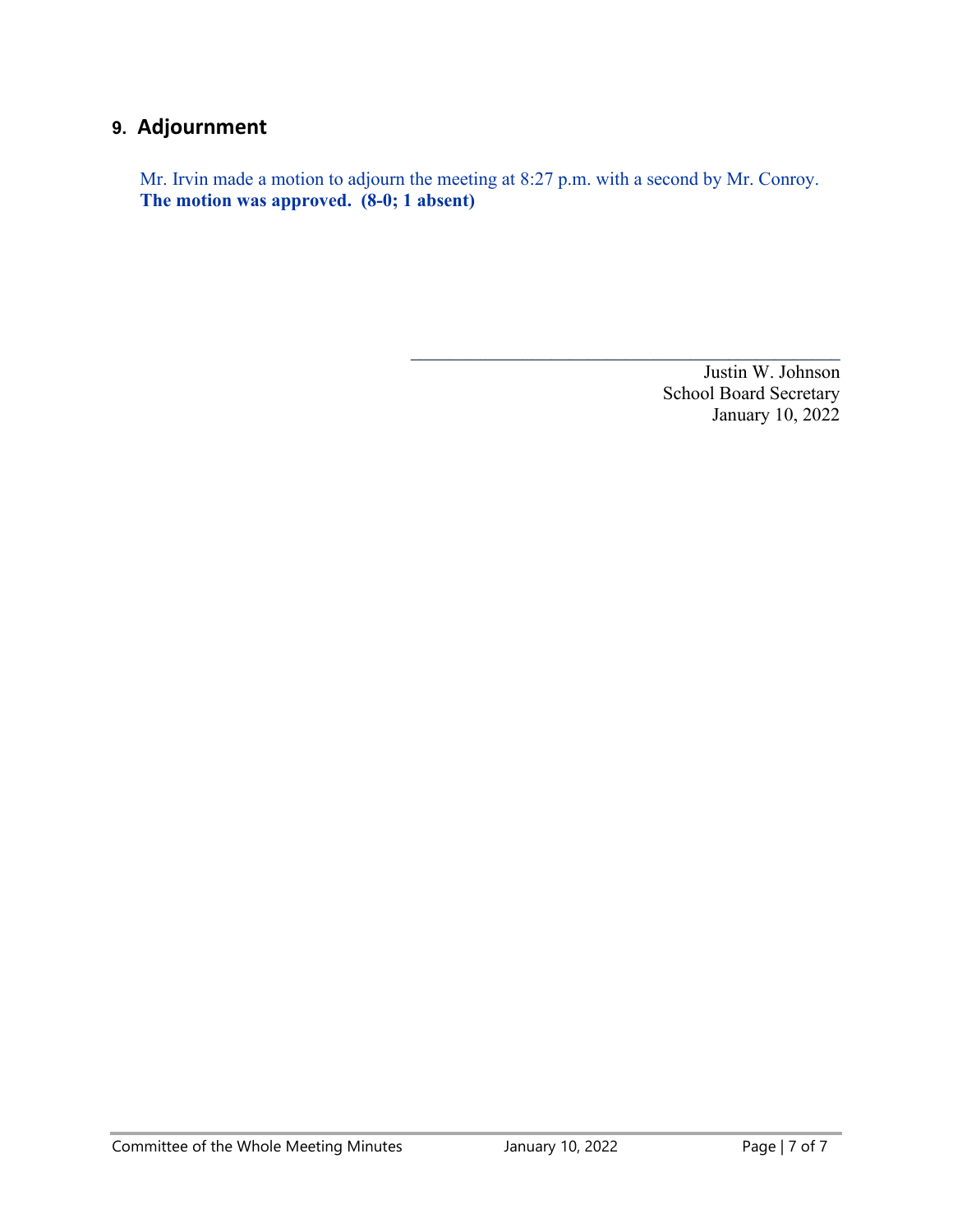## 9. Adjournment

Mr. Irvin made a motion to adjourn the meeting at 8:27 p.m. with a second by Mr. Conroy.
**The motion was approved. (8-0; 1 absent)**

\_\_\_\_\_\_\_\_\_\_\_\_\_\_\_\_\_\_\_\_\_\_\_\_\_\_\_\_\_\_\_\_\_\_\_\_\_\_\_\_

Justin W. Johnson
School Board Secretary
January 10, 2022